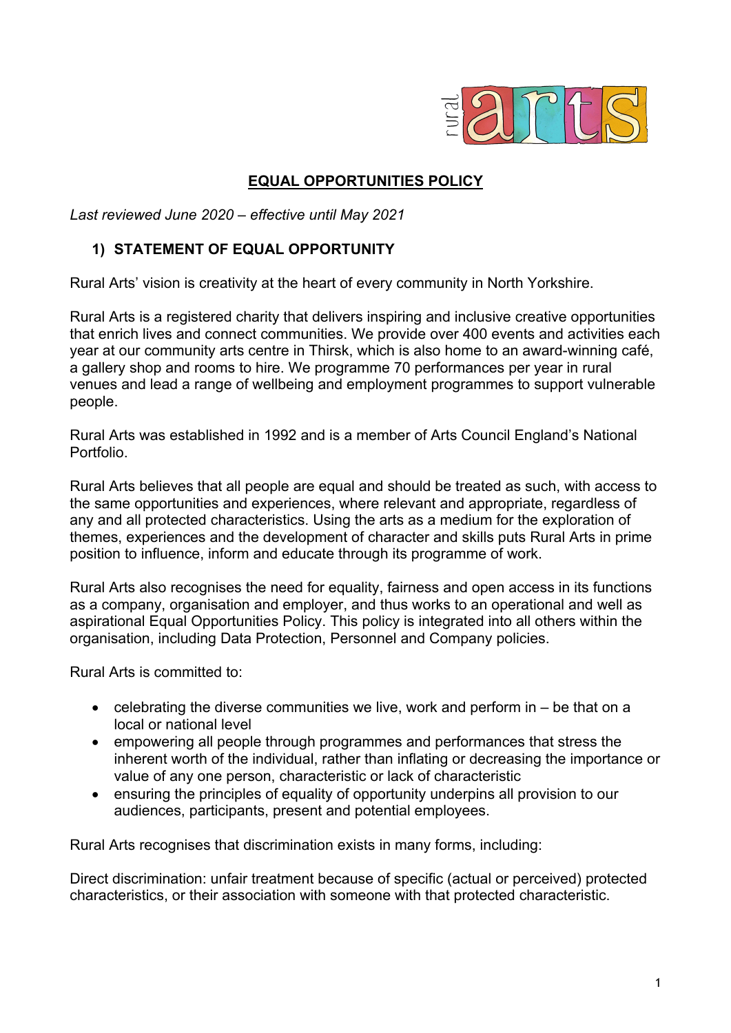# EQUAL OPPORTUNITIES POLICY

*Last reviewed June 2020 – effective until May 2021*

## 1) STATEMENT OF EQUAL OPPORTUNITY

Rural Arts' vision is creativity at the heart of every community in North Yorkshire.

Rural Arts is a registered charity that delivers inspiring and inclusive creative opportunities that enrich lives and connect communities. We provide over 400 events and activities each year at our community arts centre in Thirsk, which is also home to an award-winning café, a gallery shop and rooms to hire. We programme 70 performances per year in rural venues and lead a range of wellbeing and employment programmes to support vulnerable people.

Rural Arts was established in 1992 and is a member of Arts Council England's National Portfolio.

Rural Arts believes that all people are equal and should be treated as such, with access to the same opportunities and experiences, where relevant and appropriate, regardless of any and all protected characteristics. Using the arts as a medium for the exploration of themes, experiences and the development of character and skills puts Rural Arts in prime position to influence, inform and educate through its programme of work.

Rural Arts also recognises the need for equality, fairness and open access in its functions as a company, organisation and employer, and thus works to an operational and well as aspirational Equal Opportunities Policy. This policy is integrated into all others within the organisation, including Data Protection, Personnel and Company policies.

Rural Arts is committed to:

- celebrating the diverse communities we live, work and perform in – be that on a local or national level
- empowering all people through programmes and performances that stress the inherent worth of the individual, rather than inflating or decreasing the importance or value of any one person, characteristic or lack of characteristic
- ensuring the principles of equality of opportunity underpins all provision to our audiences, participants, present and potential employees.

Rural Arts recognises that discrimination exists in many forms, including:

Direct discrimination: unfair treatment because of specific (actual or perceived) protected characteristics, or their association with someone with that protected characteristic.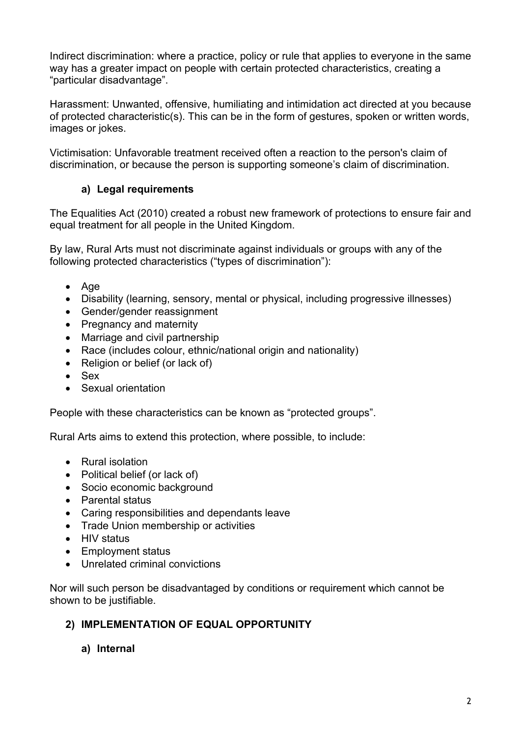Indirect discrimination: where a practice, policy or rule that applies to everyone in the same way has a greater impact on people with certain protected characteristics, creating a "particular disadvantage".

Harassment: Unwanted, offensive, humiliating and intimidation act directed at you because of protected characteristic(s). This can be in the form of gestures, spoken or written words, images or jokes.

Victimisation: Unfavorable treatment received often a reaction to the person's claim of discrimination, or because the person is supporting someone's claim of discrimination.

### a) Legal requirements

The Equalities Act (2010) created a robust new framework of protections to ensure fair and equal treatment for all people in the United Kingdom.

By law, Rural Arts must not discriminate against individuals or groups with any of the following protected characteristics ("types of discrimination"):

- Age
- Disability (learning, sensory, mental or physical, including progressive illnesses)
- Gender/gender reassignment
- Pregnancy and maternity
- Marriage and civil partnership
- Race (includes colour, ethnic/national origin and nationality)
- Religion or belief (or lack of)
- Sex
- Sexual orientation

People with these characteristics can be known as "protected groups".

Rural Arts aims to extend this protection, where possible, to include:

- Rural isolation
- Political belief (or lack of)
- Socio economic background
- Parental status
- Caring responsibilities and dependants leave
- Trade Union membership or activities
- HIV status
- Employment status
- Unrelated criminal convictions

Nor will such person be disadvantaged by conditions or requirement which cannot be shown to be justifiable.

## 2) IMPLEMENTATION OF EQUAL OPPORTUNITY

### a) Internal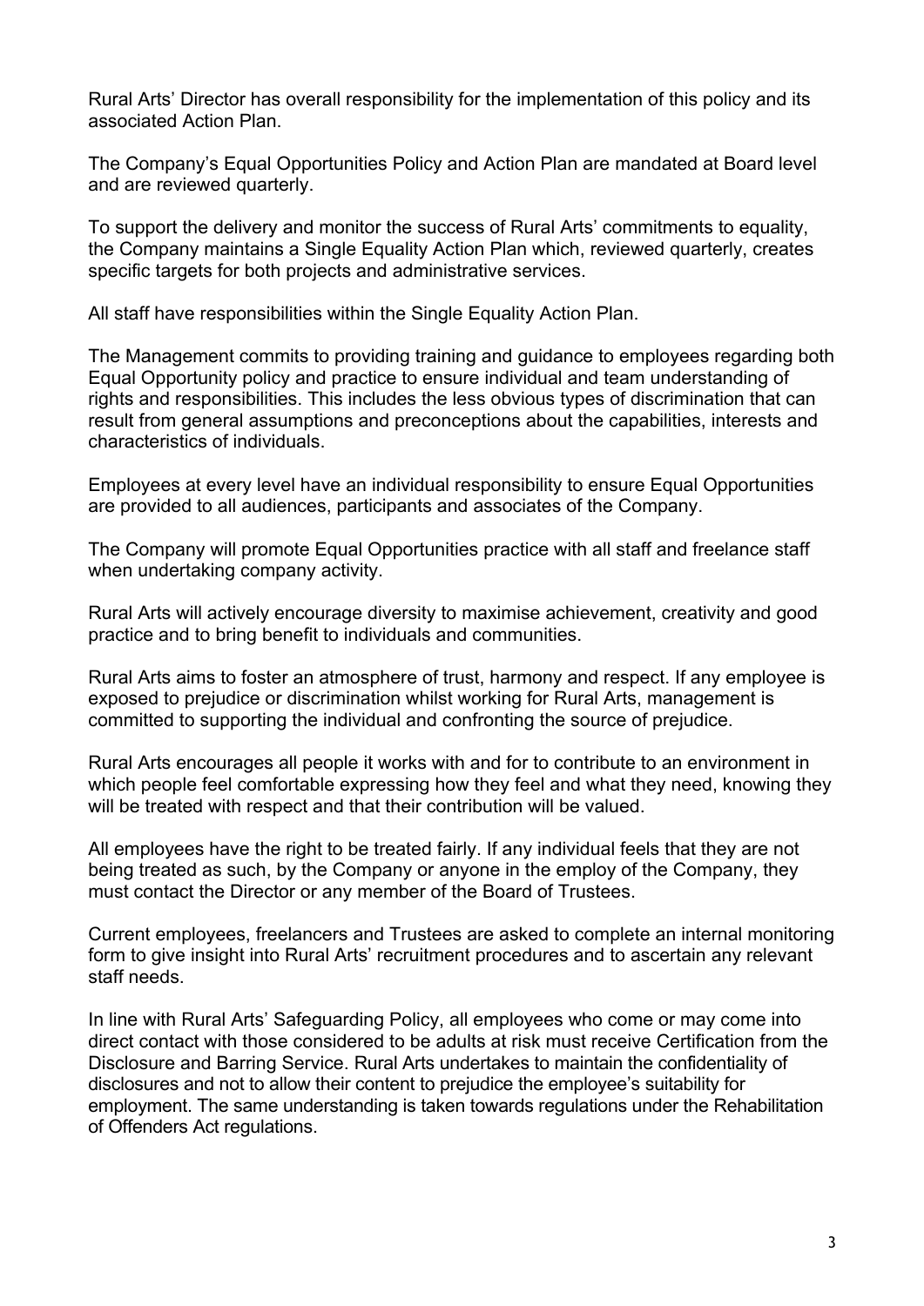Rural Arts' Director has overall responsibility for the implementation of this policy and its associated Action Plan.

The Company's Equal Opportunities Policy and Action Plan are mandated at Board level and are reviewed quarterly.

To support the delivery and monitor the success of Rural Arts' commitments to equality, the Company maintains a Single Equality Action Plan which, reviewed quarterly, creates specific targets for both projects and administrative services.

All staff have responsibilities within the Single Equality Action Plan.

The Management commits to providing training and guidance to employees regarding both Equal Opportunity policy and practice to ensure individual and team understanding of rights and responsibilities. This includes the less obvious types of discrimination that can result from general assumptions and preconceptions about the capabilities, interests and characteristics of individuals.

Employees at every level have an individual responsibility to ensure Equal Opportunities are provided to all audiences, participants and associates of the Company.

The Company will promote Equal Opportunities practice with all staff and freelance staff when undertaking company activity.

Rural Arts will actively encourage diversity to maximise achievement, creativity and good practice and to bring benefit to individuals and communities.

Rural Arts aims to foster an atmosphere of trust, harmony and respect. If any employee is exposed to prejudice or discrimination whilst working for Rural Arts, management is committed to supporting the individual and confronting the source of prejudice.

Rural Arts encourages all people it works with and for to contribute to an environment in which people feel comfortable expressing how they feel and what they need, knowing they will be treated with respect and that their contribution will be valued.

All employees have the right to be treated fairly. If any individual feels that they are not being treated as such, by the Company or anyone in the employ of the Company, they must contact the Director or any member of the Board of Trustees.

Current employees, freelancers and Trustees are asked to complete an internal monitoring form to give insight into Rural Arts' recruitment procedures and to ascertain any relevant staff needs.

In line with Rural Arts' Safeguarding Policy, all employees who come or may come into direct contact with those considered to be adults at risk must receive Certification from the Disclosure and Barring Service. Rural Arts undertakes to maintain the confidentiality of disclosures and not to allow their content to prejudice the employee's suitability for employment. The same understanding is taken towards regulations under the Rehabilitation of Offenders Act regulations.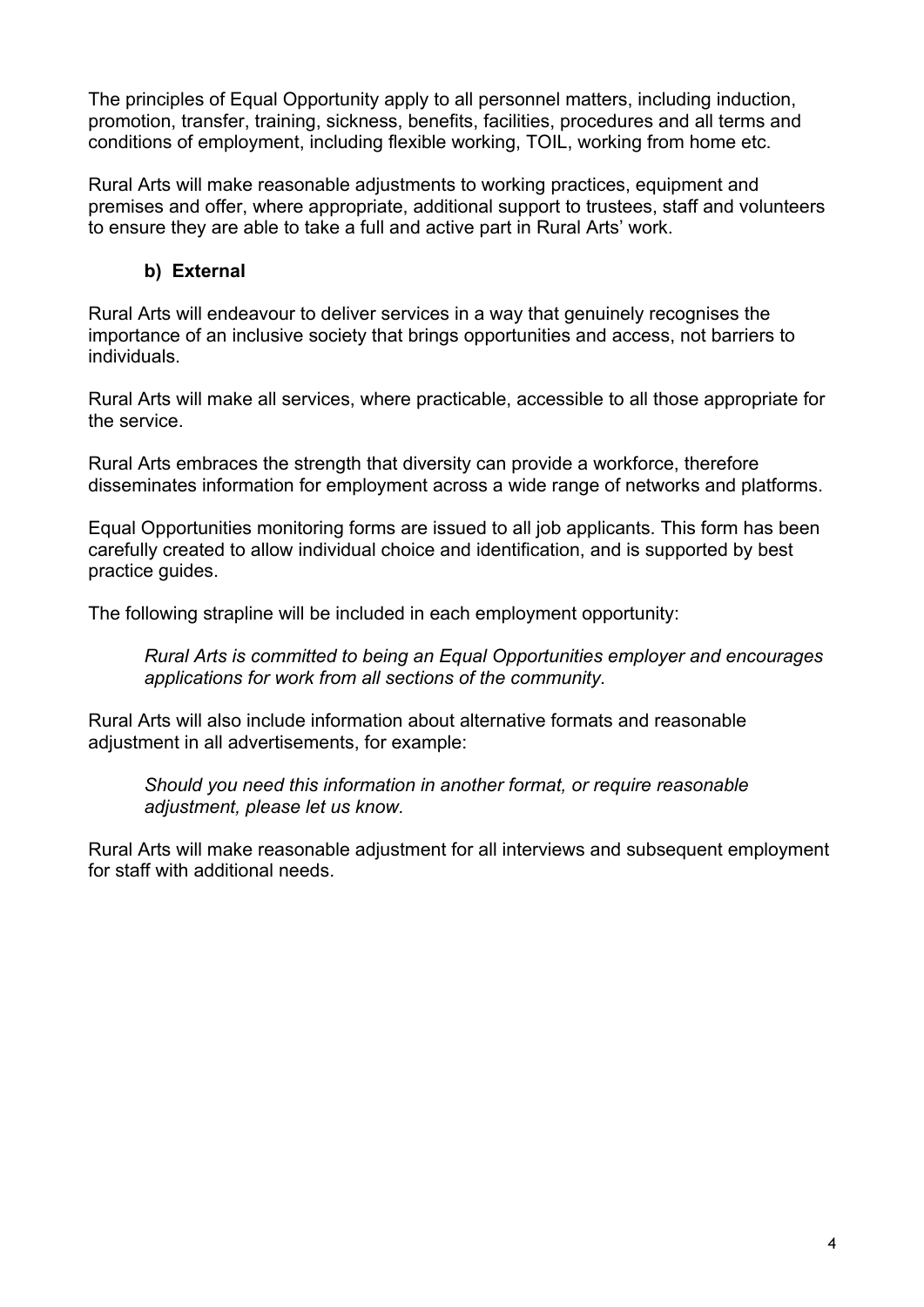The principles of Equal Opportunity apply to all personnel matters, including induction, promotion, transfer, training, sickness, benefits, facilities, procedures and all terms and conditions of employment, including flexible working, TOIL, working from home etc.

Rural Arts will make reasonable adjustments to working practices, equipment and premises and offer, where appropriate, additional support to trustees, staff and volunteers to ensure they are able to take a full and active part in Rural Arts' work.

### b) External

Rural Arts will endeavour to deliver services in a way that genuinely recognises the importance of an inclusive society that brings opportunities and access, not barriers to individuals.

Rural Arts will make all services, where practicable, accessible to all those appropriate for the service.

Rural Arts embraces the strength that diversity can provide a workforce, therefore disseminates information for employment across a wide range of networks and platforms.

Equal Opportunities monitoring forms are issued to all job applicants. This form has been carefully created to allow individual choice and identification, and is supported by best practice guides.

The following strapline will be included in each employment opportunity:

> *Rural Arts is committed to being an Equal Opportunities employer and encourages applications for work from all sections of the community.*

Rural Arts will also include information about alternative formats and reasonable adjustment in all advertisements, for example:

> *Should you need this information in another format, or require reasonable adjustment, please let us know.*

Rural Arts will make reasonable adjustment for all interviews and subsequent employment for staff with additional needs.